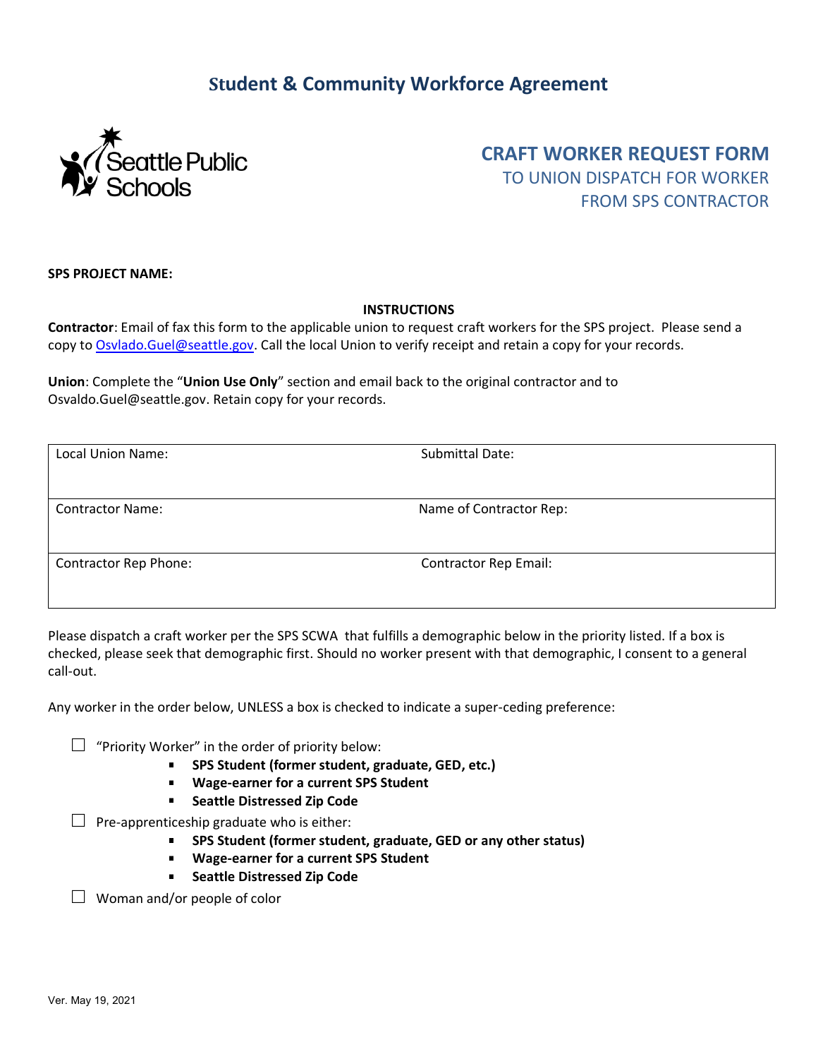# Student & Community Workforce Agreement

Seattle Public Schools

## CRAFT WORKER REQUEST FORM

TO UNION DISPATCH FOR WORKER FROM SPS CONTRACTOR

**SPS PROJECT NAME:**

**INSTRUCTIONS**

**Contractor**: Email of fax this form to the applicable union to request craft workers for the SPS project. Please send a copy to Osvlado.Guel@seattle.gov. Call the local Union to verify receipt and retain a copy for your records.

**Union**: Complete the "**Union Use Only**" section and email back to the original contractor and to Osvaldo.Guel@seattle.gov. Retain copy for your records.

| | |
|---|---|
| Local Union Name: | Submittal Date: |
| Contractor Name: | Name of Contractor Rep: |
| Contractor Rep Phone: | Contractor Rep Email: |

Please dispatch a craft worker per the SPS SCWA that fulfills a demographic below in the priority listed. If a box is checked, please seek that demographic first. Should no worker present with that demographic, I consent to a general call-out.

Any worker in the order below, UNLESS a box is checked to indicate a super-ceding preference:

☐ "Priority Worker" in the order of priority below:
- **SPS Student (former student, graduate, GED, etc.)**
- **Wage-earner for a current SPS Student**
- **Seattle Distressed Zip Code**

☐ Pre-apprenticeship graduate who is either:
- **SPS Student (former student, graduate, GED or any other status)**
- **Wage-earner for a current SPS Student**
- **Seattle Distressed Zip Code**

☐ Woman and/or people of color

Ver. May 19, 2021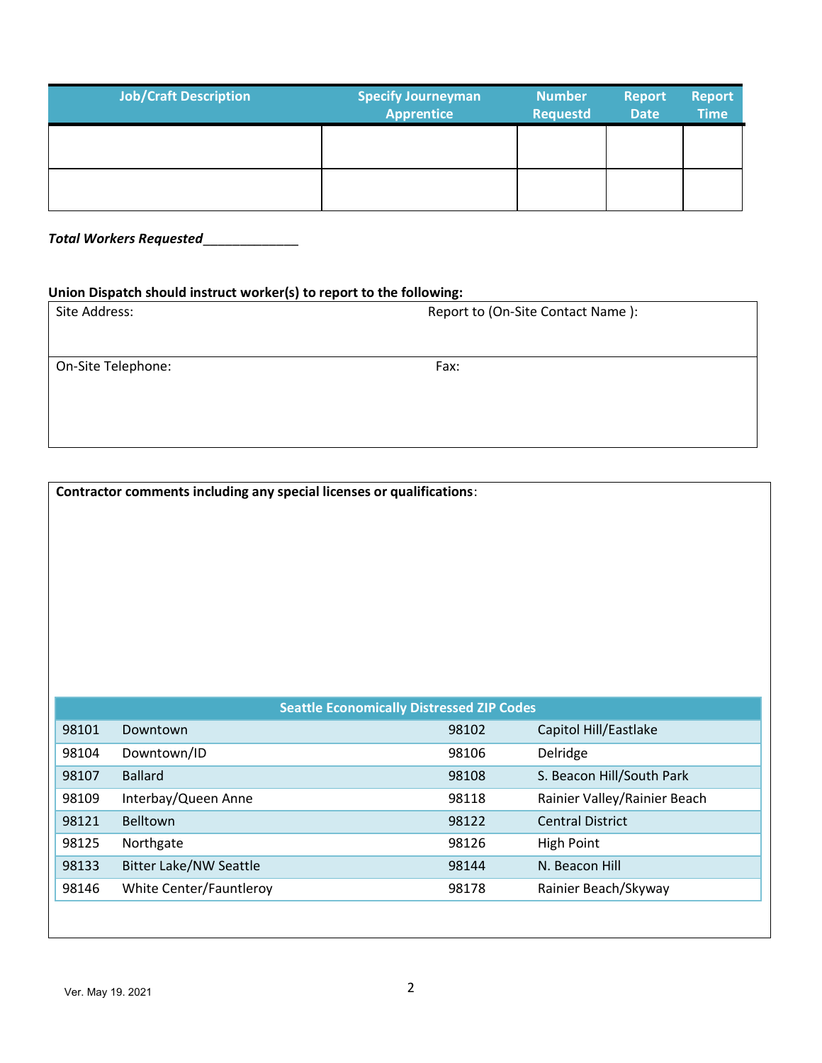| Job/Craft Description | Specify Journeyman Apprentice | Number Requestd | Report Date | Report Time |
|---|---|---|---|---|
| | | | | |
| | | | | |

***Total Workers Requested*_____________**

**Union Dispatch should instruct worker(s) to report to the following:**

| | |
|---|---|
| Site Address: | Report to (On-Site Contact Name ): |
| On-Site Telephone: | Fax: |

**Contractor comments including any special licenses or qualifications**:

| Seattle Economically Distressed ZIP Codes | | | |
|---|---|---|---|
| 98101 | Downtown | 98102 | Capitol Hill/Eastlake |
| 98104 | Downtown/ID | 98106 | Delridge |
| 98107 | Ballard | 98108 | S. Beacon Hill/South Park |
| 98109 | Interbay/Queen Anne | 98118 | Rainier Valley/Rainier Beach |
| 98121 | Belltown | 98122 | Central District |
| 98125 | Northgate | 98126 | High Point |
| 98133 | Bitter Lake/NW Seattle | 98144 | N. Beacon Hill |
| 98146 | White Center/Fauntleroy | 98178 | Rainier Beach/Skyway |

Ver. May 19. 2021